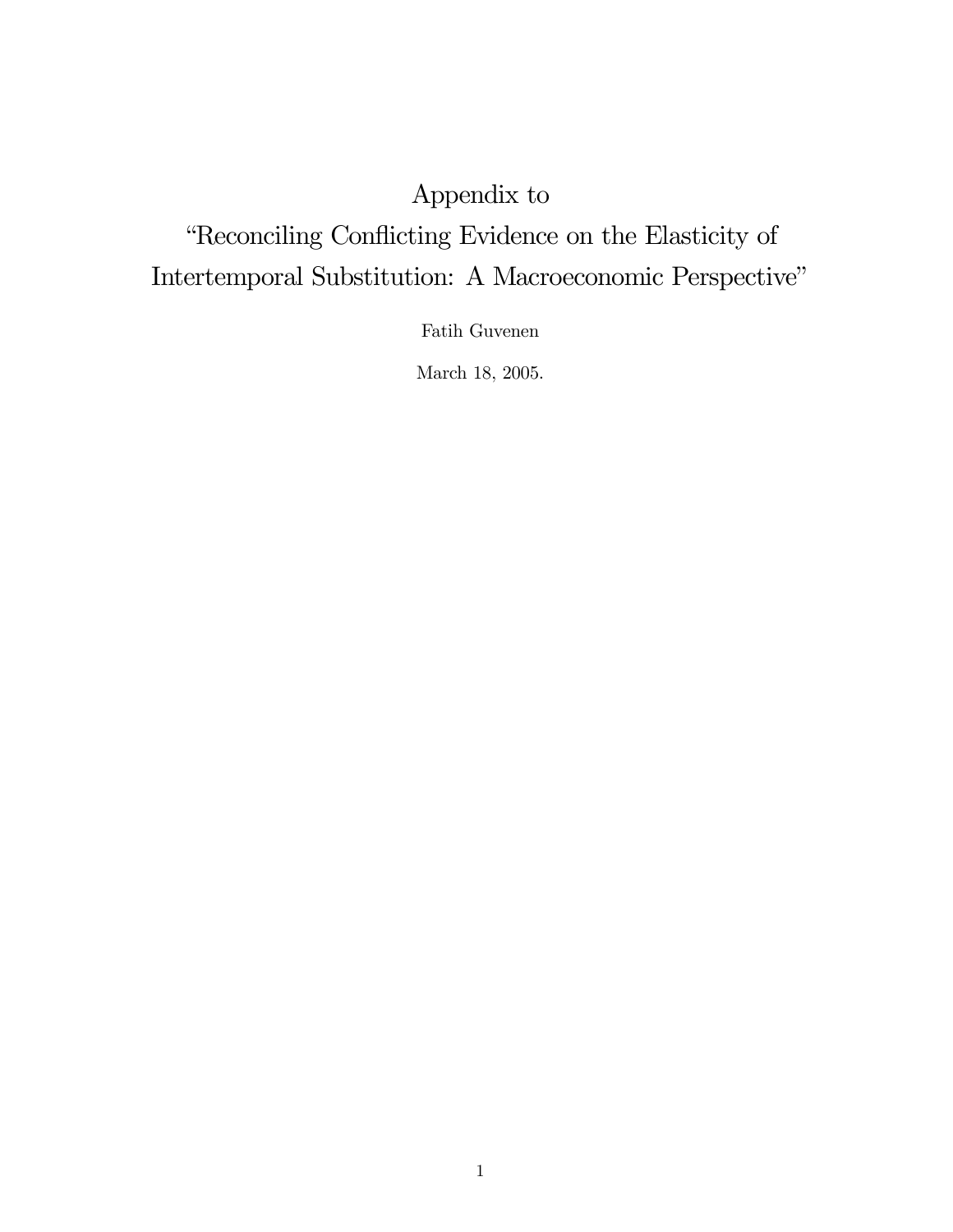# Appendix to "Reconciling Conflicting Evidence on the Elasticity of Intertemporal Substitution: A Macroeconomic Perspective"

Fatih Guvenen

March 18, 2005.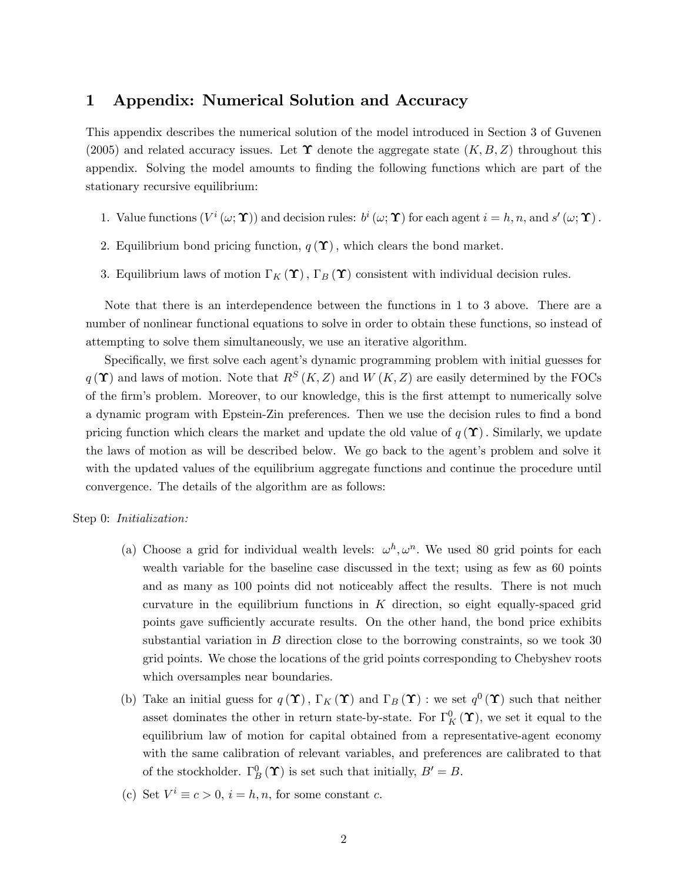# 1 Appendix: Numerical Solution and Accuracy

This appendix describes the numerical solution of the model introduced in Section 3 of Guvenen (2005) and related accuracy issues. Let $\mathbf{\Upsilon}$ denote the aggregate state $(K, B, Z)$ throughout this appendix. Solving the model amounts to finding the following functions which are part of the stationary recursive equilibrium:

1. Value functions $(V^i(\omega; \mathbf{\Upsilon}))$ and decision rules: $b^i(\omega; \mathbf{\Upsilon})$ for each agent $i = h, n$, and $s'(\omega; \mathbf{\Upsilon})$.
2. Equilibrium bond pricing function, $q(\mathbf{\Upsilon})$, which clears the bond market.
3. Equilibrium laws of motion $\Gamma_K(\mathbf{\Upsilon})$, $\Gamma_B(\mathbf{\Upsilon})$ consistent with individual decision rules.

Note that there is an interdependence between the functions in 1 to 3 above. There are a number of nonlinear functional equations to solve in order to obtain these functions, so instead of attempting to solve them simultaneously, we use an iterative algorithm.

Specifically, we first solve each agent's dynamic programming problem with initial guesses for $q(\mathbf{\Upsilon})$ and laws of motion. Note that $R^S(K, Z)$ and $W(K, Z)$ are easily determined by the FOCs of the firm's problem. Moreover, to our knowledge, this is the first attempt to numerically solve a dynamic program with Epstein-Zin preferences. Then we use the decision rules to find a bond pricing function which clears the market and update the old value of $q(\mathbf{\Upsilon})$. Similarly, we update the laws of motion as will be described below. We go back to the agent's problem and solve it with the updated values of the equilibrium aggregate functions and continue the procedure until convergence. The details of the algorithm are as follows:

Step 0: *Initialization:*

(a) Choose a grid for individual wealth levels: $\omega^h, \omega^n$. We used 80 grid points for each wealth variable for the baseline case discussed in the text; using as few as 60 points and as many as 100 points did not noticeably affect the results. There is not much curvature in the equilibrium functions in $K$ direction, so eight equally-spaced grid points gave sufficiently accurate results. On the other hand, the bond price exhibits substantial variation in $B$ direction close to the borrowing constraints, so we took 30 grid points. We chose the locations of the grid points corresponding to Chebyshev roots which oversamples near boundaries.

(b) Take an initial guess for $q(\mathbf{\Upsilon})$, $\Gamma_K(\mathbf{\Upsilon})$ and $\Gamma_B(\mathbf{\Upsilon})$ : we set $q^0(\mathbf{\Upsilon})$ such that neither asset dominates the other in return state-by-state. For $\Gamma_K^0(\mathbf{\Upsilon})$, we set it equal to the equilibrium law of motion for capital obtained from a representative-agent economy with the same calibration of relevant variables, and preferences are calibrated to that of the stockholder. $\Gamma_B^0(\mathbf{\Upsilon})$ is set such that initially, $B' = B$.

(c) Set $V^i \equiv c > 0$, $i = h, n$, for some constant $c$.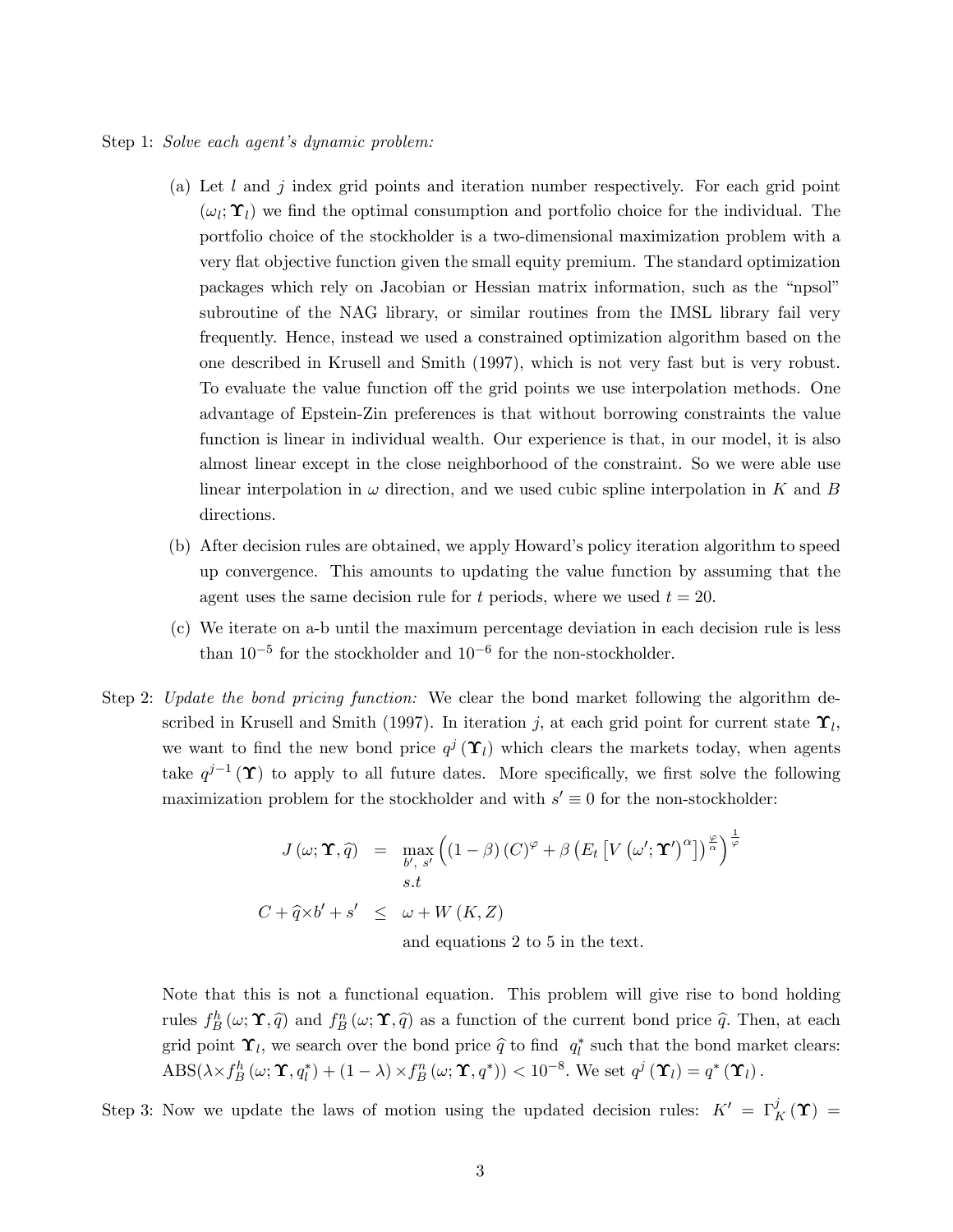Step 1: *Solve each agent's dynamic problem:*

(a) Let $l$ and $j$ index grid points and iteration number respectively. For each grid point $(\omega_l; \boldsymbol{\Upsilon}_l)$ we find the optimal consumption and portfolio choice for the individual. The portfolio choice of the stockholder is a two-dimensional maximization problem with a very flat objective function given the small equity premium. The standard optimization packages which rely on Jacobian or Hessian matrix information, such as the "npsol" subroutine of the NAG library, or similar routines from the IMSL library fail very frequently. Hence, instead we used a constrained optimization algorithm based on the one described in Krusell and Smith (1997), which is not very fast but is very robust. To evaluate the value function off the grid points we use interpolation methods. One advantage of Epstein-Zin preferences is that without borrowing constraints the value function is linear in individual wealth. Our experience is that, in our model, it is also almost linear except in the close neighborhood of the constraint. So we were able use linear interpolation in $\omega$ direction, and we used cubic spline interpolation in $K$ and $B$ directions.

(b) After decision rules are obtained, we apply Howard's policy iteration algorithm to speed up convergence. This amounts to updating the value function by assuming that the agent uses the same decision rule for $t$ periods, where we used $t = 20$.

(c) We iterate on a-b until the maximum percentage deviation in each decision rule is less than $10^{-5}$ for the stockholder and $10^{-6}$ for the non-stockholder.

Step 2: *Update the bond pricing function:* We clear the bond market following the algorithm described in Krusell and Smith (1997). In iteration $j$, at each grid point for current state $\boldsymbol{\Upsilon}_l$, we want to find the new bond price $q^j(\boldsymbol{\Upsilon}_l)$ which clears the markets today, when agents take $q^{j-1}(\boldsymbol{\Upsilon})$ to apply to all future dates. More specifically, we first solve the following maximization problem for the stockholder and with $s' \equiv 0$ for the non-stockholder:

$$
\begin{aligned}
J(\omega; \boldsymbol{\Upsilon}, \widehat{q}) &= \max_{b',\ s'} \left( (1-\beta)(C)^{\varphi} + \beta \left( E_t \left[ V(\omega'; \boldsymbol{\Upsilon}')^{\alpha} \right] \right)^{\frac{\varphi}{\alpha}} \right)^{\frac{1}{\varphi}} \\
& \quad s.t \\
C + \widehat{q} \times b' + s' &\leq \omega + W(K, Z) \\
& \quad \text{and equations 2 to 5 in the text.}
\end{aligned}
$$

Note that this is not a functional equation. This problem will give rise to bond holding rules $f_B^h(\omega; \boldsymbol{\Upsilon}, \widehat{q})$ and $f_B^n(\omega; \boldsymbol{\Upsilon}, \widehat{q})$ as a function of the current bond price $\widehat{q}$. Then, at each grid point $\boldsymbol{\Upsilon}_l$, we search over the bond price $\widehat{q}$ to find $q_l^*$ such that the bond market clears: $\text{ABS}(\lambda \times f_B^h(\omega; \boldsymbol{\Upsilon}, q_l^*) + (1-\lambda) \times f_B^n(\omega; \boldsymbol{\Upsilon}, q^*)) < 10^{-8}$. We set $q^j(\boldsymbol{\Upsilon}_l) = q^*(\boldsymbol{\Upsilon}_l)$.

Step 3: Now we update the laws of motion using the updated decision rules: $K' = \Gamma_K^j(\boldsymbol{\Upsilon}) =$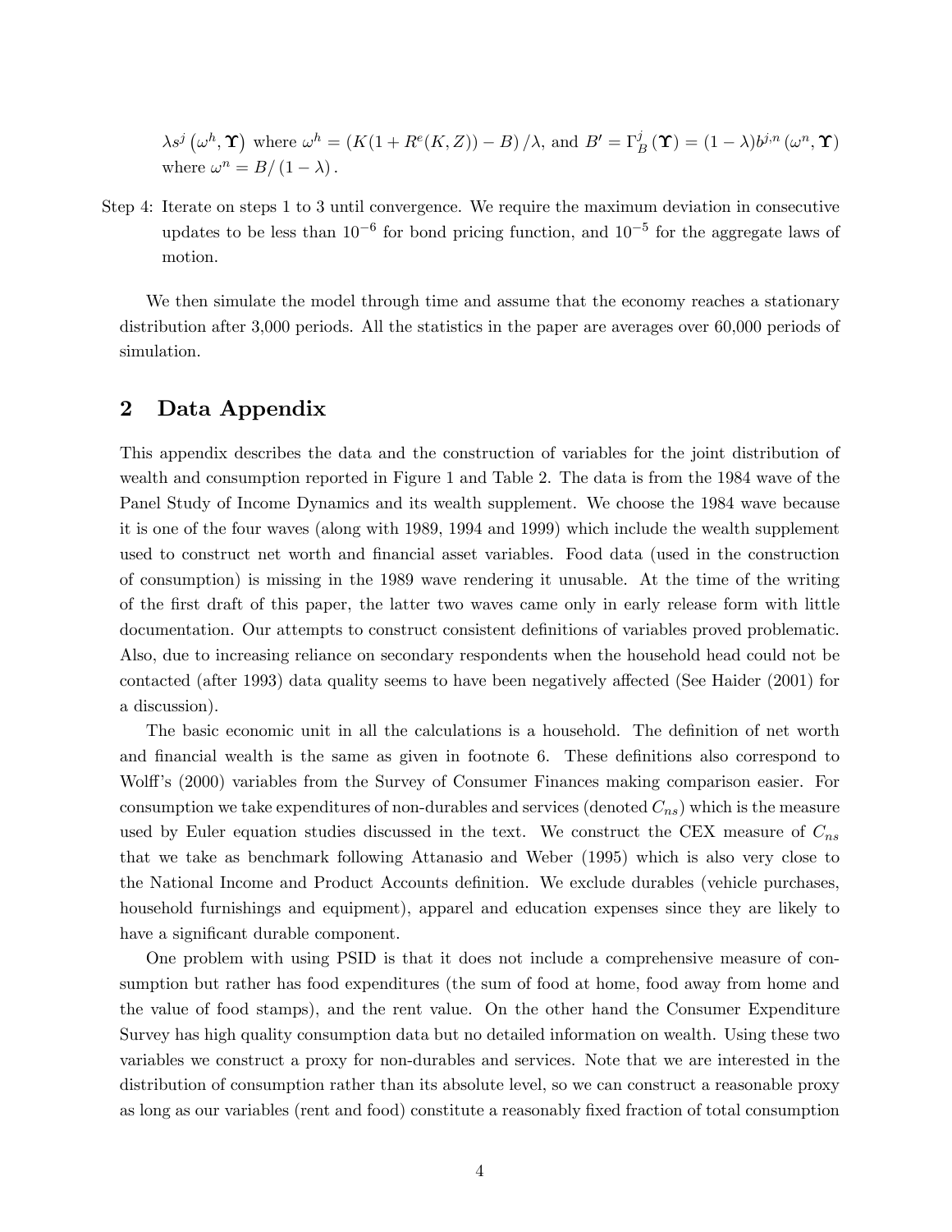$\lambda s^j\left(\omega^h, \Upsilon\right)$ where $\omega^h = \left(K(1+R^e(K,Z)) - B\right)/\lambda$, and $B' = \Gamma_B^j\left(\Upsilon\right) = (1-\lambda)b^{j,n}\left(\omega^n, \Upsilon\right)$ where $\omega^n = B/\left(1-\lambda\right)$.

Step 4: Iterate on steps 1 to 3 until convergence. We require the maximum deviation in consecutive updates to be less than $10^{-6}$ for bond pricing function, and $10^{-5}$ for the aggregate laws of motion.

We then simulate the model through time and assume that the economy reaches a stationary distribution after 3,000 periods. All the statistics in the paper are averages over 60,000 periods of simulation.

## 2 Data Appendix

This appendix describes the data and the construction of variables for the joint distribution of wealth and consumption reported in Figure 1 and Table 2. The data is from the 1984 wave of the Panel Study of Income Dynamics and its wealth supplement. We choose the 1984 wave because it is one of the four waves (along with 1989, 1994 and 1999) which include the wealth supplement used to construct net worth and financial asset variables. Food data (used in the construction of consumption) is missing in the 1989 wave rendering it unusable. At the time of the writing of the first draft of this paper, the latter two waves came only in early release form with little documentation. Our attempts to construct consistent definitions of variables proved problematic. Also, due to increasing reliance on secondary respondents when the household head could not be contacted (after 1993) data quality seems to have been negatively affected (See Haider (2001) for a discussion).

The basic economic unit in all the calculations is a household. The definition of net worth and financial wealth is the same as given in footnote 6. These definitions also correspond to Wolff's (2000) variables from the Survey of Consumer Finances making comparison easier. For consumption we take expenditures of non-durables and services (denoted $C_{ns}$) which is the measure used by Euler equation studies discussed in the text. We construct the CEX measure of $C_{ns}$ that we take as benchmark following Attanasio and Weber (1995) which is also very close to the National Income and Product Accounts definition. We exclude durables (vehicle purchases, household furnishings and equipment), apparel and education expenses since they are likely to have a significant durable component.

One problem with using PSID is that it does not include a comprehensive measure of consumption but rather has food expenditures (the sum of food at home, food away from home and the value of food stamps), and the rent value. On the other hand the Consumer Expenditure Survey has high quality consumption data but no detailed information on wealth. Using these two variables we construct a proxy for non-durables and services. Note that we are interested in the distribution of consumption rather than its absolute level, so we can construct a reasonable proxy as long as our variables (rent and food) constitute a reasonably fixed fraction of total consumption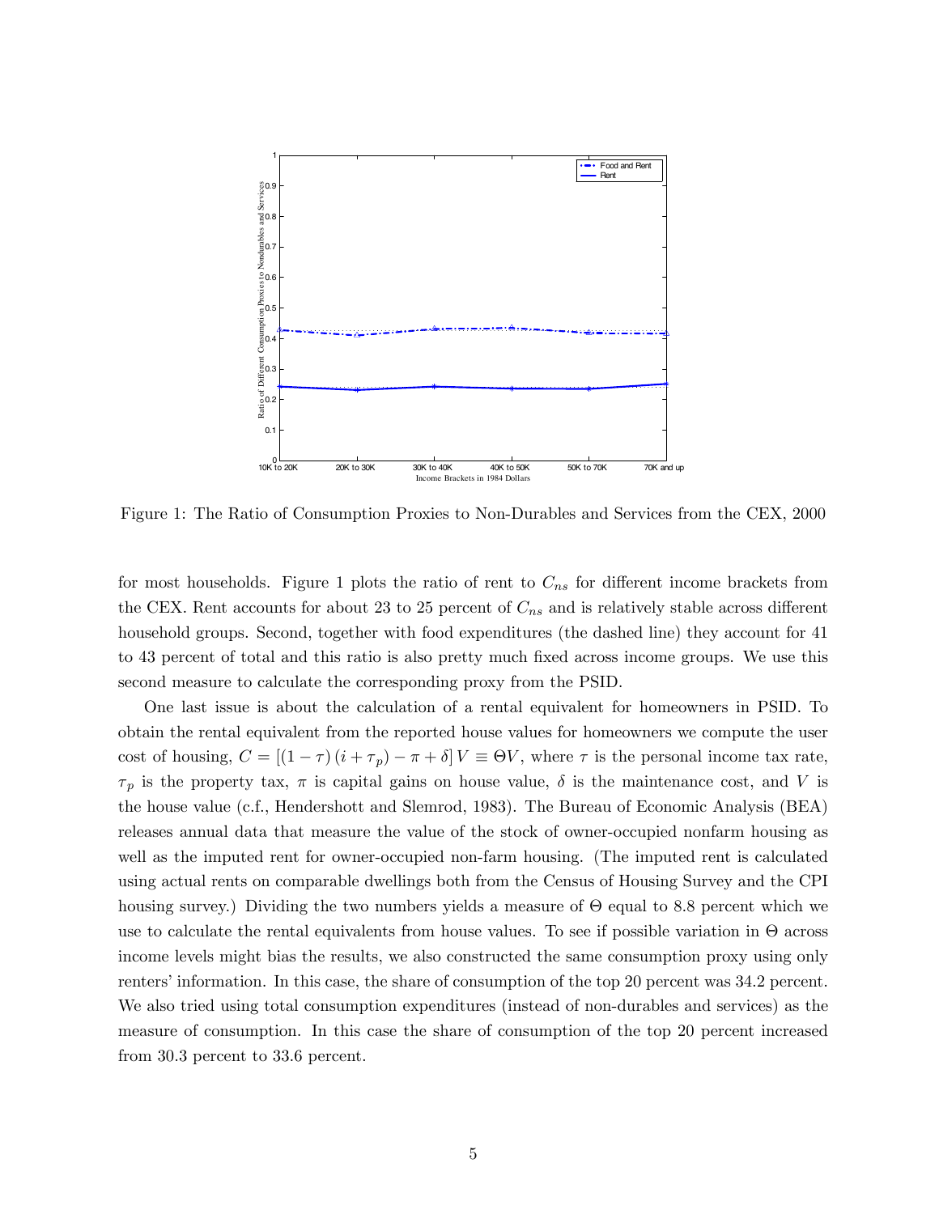Figure 1: The Ratio of Consumption Proxies to Non-Durables and Services from the CEX, 2000

for most households. Figure 1 plots the ratio of rent to $C_{ns}$ for different income brackets from the CEX. Rent accounts for about 23 to 25 percent of $C_{ns}$ and is relatively stable across different household groups. Second, together with food expenditures (the dashed line) they account for 41 to 43 percent of total and this ratio is also pretty much fixed across income groups. We use this second measure to calculate the corresponding proxy from the PSID.

One last issue is about the calculation of a rental equivalent for homeowners in PSID. To obtain the rental equivalent from the reported house values for homeowners we compute the user cost of housing, $C = [(1-\tau)(i+\tau_p) - \pi + \delta] V \equiv \Theta V$, where $\tau$ is the personal income tax rate, $\tau_p$ is the property tax, $\pi$ is capital gains on house value, $\delta$ is the maintenance cost, and $V$ is the house value (c.f., Hendershott and Slemrod, 1983). The Bureau of Economic Analysis (BEA) releases annual data that measure the value of the stock of owner-occupied nonfarm housing as well as the imputed rent for owner-occupied non-farm housing. (The imputed rent is calculated using actual rents on comparable dwellings both from the Census of Housing Survey and the CPI housing survey.) Dividing the two numbers yields a measure of $\Theta$ equal to 8.8 percent which we use to calculate the rental equivalents from house values. To see if possible variation in $\Theta$ across income levels might bias the results, we also constructed the same consumption proxy using only renters' information. In this case, the share of consumption of the top 20 percent was 34.2 percent. We also tried using total consumption expenditures (instead of non-durables and services) as the measure of consumption. In this case the share of consumption of the top 20 percent increased from 30.3 percent to 33.6 percent.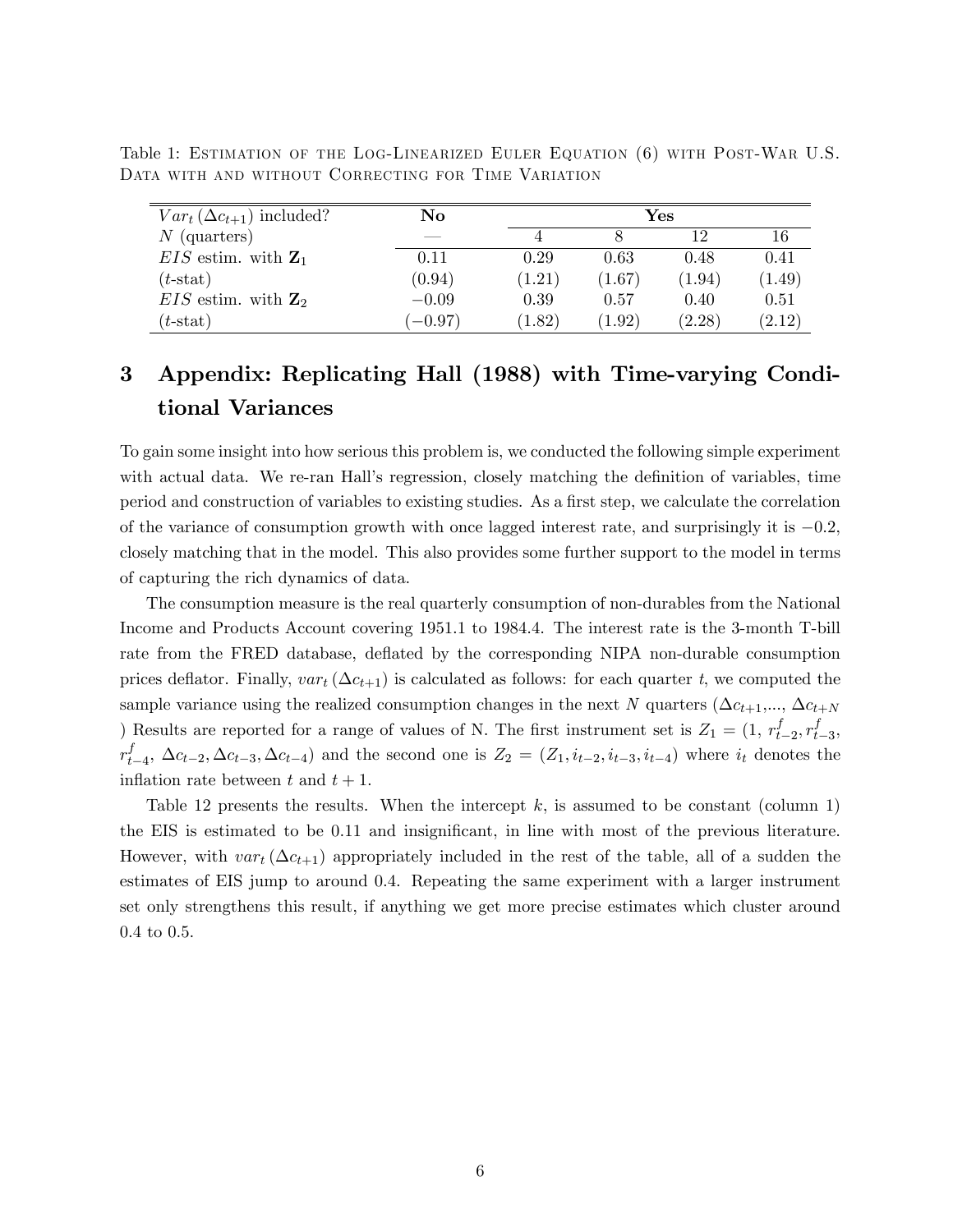Table 1: Estimation of the Log-Linearized Euler Equation (6) with Post-War U.S. Data with and without Correcting for Time Variation

| $Var_t(\Delta c_{t+1})$ included? | **No** | **Yes** | | | |
|---|---|---|---|---|---|
| $N$ (quarters) | — | 4 | 8 | 12 | 16 |
| $EIS$ estim. with $\mathbf{Z}_1$ | 0.11 | 0.29 | 0.63 | 0.48 | 0.41 |
| ($t$-stat) | (0.94) | (1.21) | (1.67) | (1.94) | (1.49) |
| $EIS$ estim. with $\mathbf{Z}_2$ | $-0.09$ | 0.39 | 0.57 | 0.40 | 0.51 |
| ($t$-stat) | ($-0.97$) | (1.82) | (1.92) | (2.28) | (2.12) |

# 3 Appendix: Replicating Hall (1988) with Time-varying Conditional Variances

To gain some insight into how serious this problem is, we conducted the following simple experiment with actual data. We re-ran Hall's regression, closely matching the definition of variables, time period and construction of variables to existing studies. As a first step, we calculate the correlation of the variance of consumption growth with once lagged interest rate, and surprisingly it is $-0.2$, closely matching that in the model. This also provides some further support to the model in terms of capturing the rich dynamics of data.

The consumption measure is the real quarterly consumption of non-durables from the National Income and Products Account covering 1951.1 to 1984.4. The interest rate is the 3-month T-bill rate from the FRED database, deflated by the corresponding NIPA non-durable consumption prices deflator. Finally, $var_t(\Delta c_{t+1})$ is calculated as follows: for each quarter $t$, we computed the sample variance using the realized consumption changes in the next $N$ quarters ($\Delta c_{t+1}$,..., $\Delta c_{t+N}$ ) Results are reported for a range of values of N. The first instrument set is $Z_1 = (1,\, r^f_{t-2}, r^f_{t-3}, r^f_{t-4},\, \Delta c_{t-2}, \Delta c_{t-3}, \Delta c_{t-4})$ and the second one is $Z_2 = (Z_1, i_{t-2}, i_{t-3}, i_{t-4})$ where $i_t$ denotes the inflation rate between $t$ and $t+1$.

Table 12 presents the results. When the intercept $k$, is assumed to be constant (column 1) the EIS is estimated to be 0.11 and insignificant, in line with most of the previous literature. However, with $var_t(\Delta c_{t+1})$ appropriately included in the rest of the table, all of a sudden the estimates of EIS jump to around 0.4. Repeating the same experiment with a larger instrument set only strengthens this result, if anything we get more precise estimates which cluster around 0.4 to 0.5.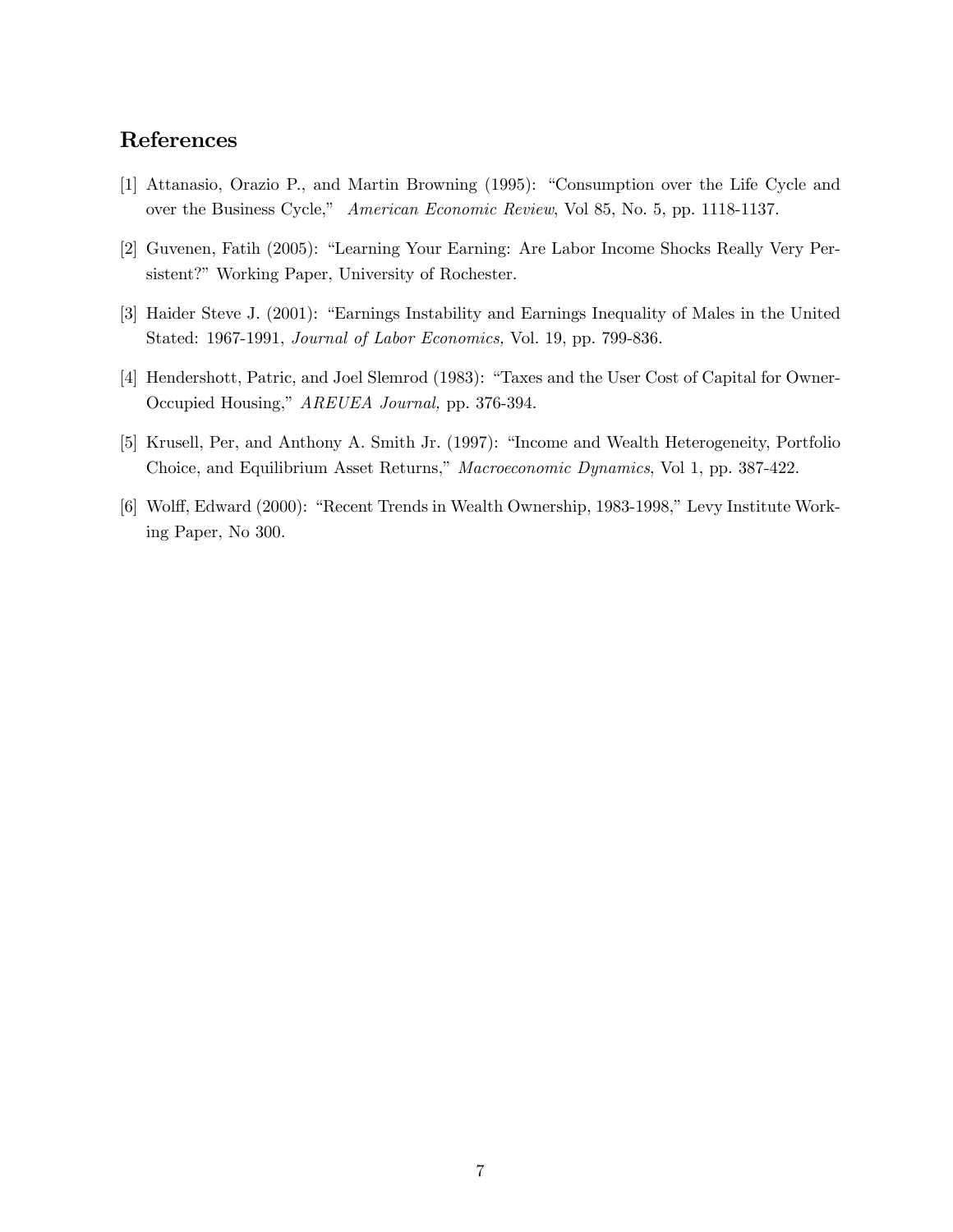## References

[1] Attanasio, Orazio P., and Martin Browning (1995): "Consumption over the Life Cycle and over the Business Cycle," *American Economic Review*, Vol 85, No. 5, pp. 1118-1137.

[2] Guvenen, Fatih (2005): "Learning Your Earning: Are Labor Income Shocks Really Very Persistent?" Working Paper, University of Rochester.

[3] Haider Steve J. (2001): "Earnings Instability and Earnings Inequality of Males in the United Stated: 1967-1991, *Journal of Labor Economics,* Vol. 19, pp. 799-836.

[4] Hendershott, Patric, and Joel Slemrod (1983): "Taxes and the User Cost of Capital for Owner-Occupied Housing," *AREUEA Journal,* pp. 376-394.

[5] Krusell, Per, and Anthony A. Smith Jr. (1997): "Income and Wealth Heterogeneity, Portfolio Choice, and Equilibrium Asset Returns," *Macroeconomic Dynamics*, Vol 1, pp. 387-422.

[6] Wolff, Edward (2000): "Recent Trends in Wealth Ownership, 1983-1998," Levy Institute Working Paper, No 300.